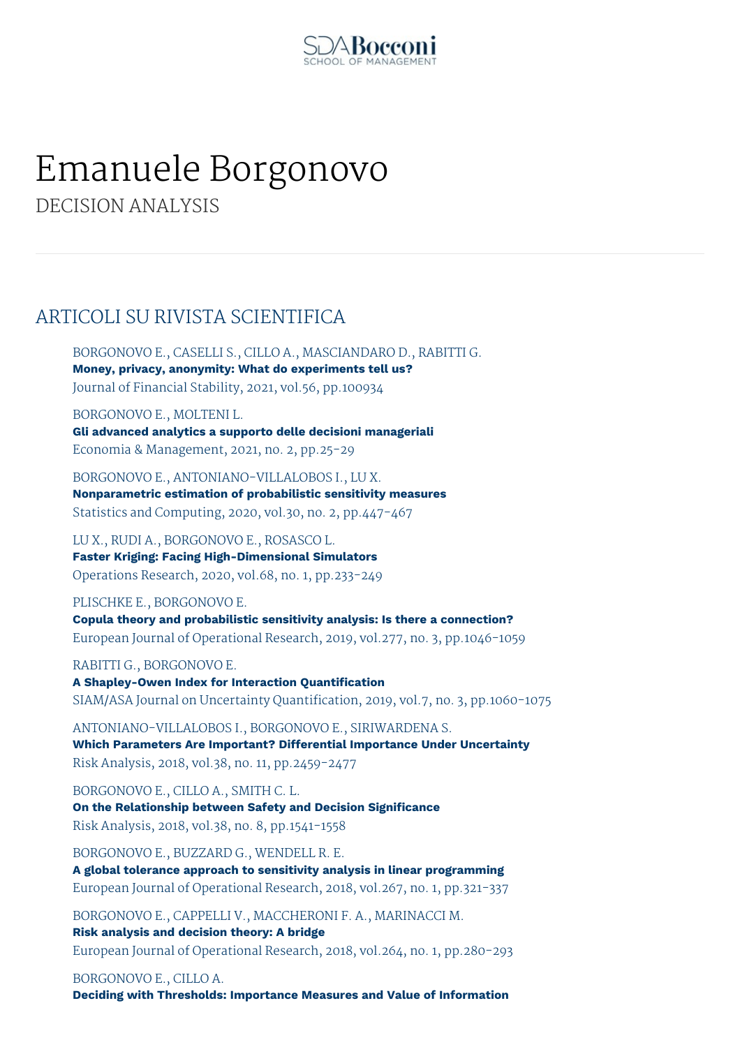# Emanuele Borgonovo

DECISION ANALYSIS

## ARTICOLI SU RIVISTA SCIENTIFICA

BORGONOVO E., CASELLI S., CILLO A., MASCIANDARO D., RABITTI G.
**Money, privacy, anonymity: What do experiments tell us?**
Journal of Financial Stability, 2021, vol.56, pp.100934

BORGONOVO E., MOLTENI L.
**Gli advanced analytics a supporto delle decisioni manageriali**
Economia & Management, 2021, no. 2, pp.25-29

BORGONOVO E., ANTONIANO-VILLALOBOS I., LU X.
**Nonparametric estimation of probabilistic sensitivity measures**
Statistics and Computing, 2020, vol.30, no. 2, pp.447-467

LU X., RUDI A., BORGONOVO E., ROSASCO L.
**Faster Kriging: Facing High-Dimensional Simulators**
Operations Research, 2020, vol.68, no. 1, pp.233-249

PLISCHKE E., BORGONOVO E.
**Copula theory and probabilistic sensitivity analysis: Is there a connection?**
European Journal of Operational Research, 2019, vol.277, no. 3, pp.1046-1059

RABITTI G., BORGONOVO E.
**A Shapley-Owen Index for Interaction Quantification**
SIAM/ASA Journal on Uncertainty Quantification, 2019, vol.7, no. 3, pp.1060-1075

ANTONIANO-VILLALOBOS I., BORGONOVO E., SIRIWARDENA S.
**Which Parameters Are Important? Differential Importance Under Uncertainty**
Risk Analysis, 2018, vol.38, no. 11, pp.2459-2477

BORGONOVO E., CILLO A., SMITH C. L.
**On the Relationship between Safety and Decision Significance**
Risk Analysis, 2018, vol.38, no. 8, pp.1541-1558

BORGONOVO E., BUZZARD G., WENDELL R. E.
**A global tolerance approach to sensitivity analysis in linear programming**
European Journal of Operational Research, 2018, vol.267, no. 1, pp.321-337

BORGONOVO E., CAPPELLI V., MACCHERONI F. A., MARINACCI M.
**Risk analysis and decision theory: A bridge**
European Journal of Operational Research, 2018, vol.264, no. 1, pp.280-293

BORGONOVO E., CILLO A.
**Deciding with Thresholds: Importance Measures and Value of Information**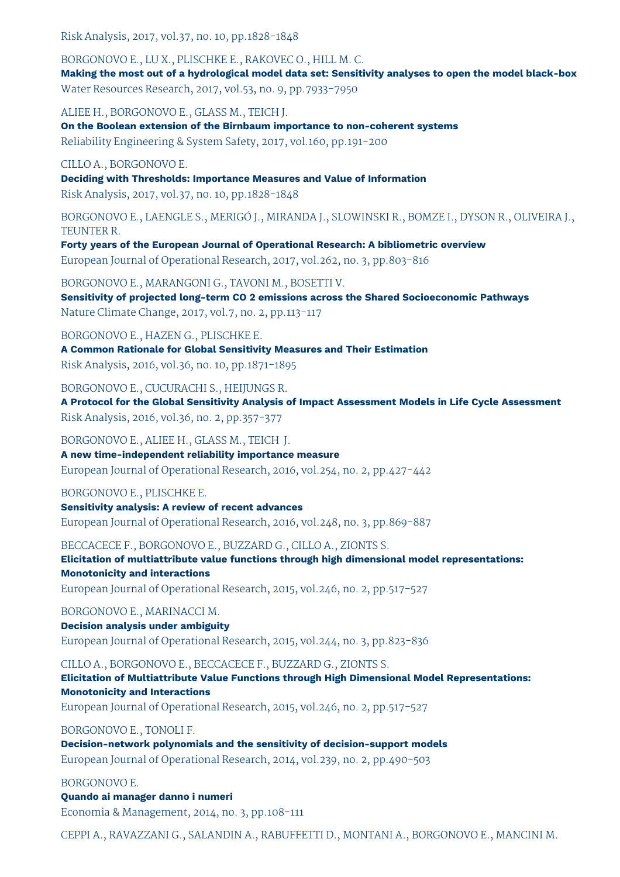Risk Analysis, 2017, vol.37, no. 10, pp.1828-1848

BORGONOVO E., LU X., PLISCHKE E., RAKOVEC O., HILL M. C.
**Making the most out of a hydrological model data set: Sensitivity analyses to open the model black-box**
Water Resources Research, 2017, vol.53, no. 9, pp.7933-7950

ALIEE H., BORGONOVO E., GLASS M., TEICH J.
**On the Boolean extension of the Birnbaum importance to non-coherent systems**
Reliability Engineering & System Safety, 2017, vol.160, pp.191-200

CILLO A., BORGONOVO E.
**Deciding with Thresholds: Importance Measures and Value of Information**
Risk Analysis, 2017, vol.37, no. 10, pp.1828-1848

BORGONOVO E., LAENGLE S., MERIGÓ J., MIRANDA J., SLOWINSKI R., BOMZE I., DYSON R., OLIVEIRA J., TEUNTER R.
**Forty years of the European Journal of Operational Research: A bibliometric overview**
European Journal of Operational Research, 2017, vol.262, no. 3, pp.803-816

BORGONOVO E., MARANGONI G., TAVONI M., BOSETTI V.
**Sensitivity of projected long-term CO 2 emissions across the Shared Socioeconomic Pathways**
Nature Climate Change, 2017, vol.7, no. 2, pp.113-117

BORGONOVO E., HAZEN G., PLISCHKE E.
**A Common Rationale for Global Sensitivity Measures and Their Estimation**
Risk Analysis, 2016, vol.36, no. 10, pp.1871-1895

BORGONOVO E., CUCURACHI S., HEIJUNGS R.
**A Protocol for the Global Sensitivity Analysis of Impact Assessment Models in Life Cycle Assessment**
Risk Analysis, 2016, vol.36, no. 2, pp.357-377

BORGONOVO E., ALIEE H., GLASS M., TEICH J.
**A new time-independent reliability importance measure**
European Journal of Operational Research, 2016, vol.254, no. 2, pp.427-442

BORGONOVO E., PLISCHKE E.
**Sensitivity analysis: A review of recent advances**
European Journal of Operational Research, 2016, vol.248, no. 3, pp.869-887

BECCACECE F., BORGONOVO E., BUZZARD G., CILLO A., ZIONTS S.
**Elicitation of multiattribute value functions through high dimensional model representations: Monotonicity and interactions**
European Journal of Operational Research, 2015, vol.246, no. 2, pp.517-527

BORGONOVO E., MARINACCI M.
**Decision analysis under ambiguity**
European Journal of Operational Research, 2015, vol.244, no. 3, pp.823-836

CILLO A., BORGONOVO E., BECCACECE F., BUZZARD G., ZIONTS S.
**Elicitation of Multiattribute Value Functions through High Dimensional Model Representations: Monotonicity and Interactions**
European Journal of Operational Research, 2015, vol.246, no. 2, pp.517-527

BORGONOVO E., TONOLI F.
**Decision-network polynomials and the sensitivity of decision-support models**
European Journal of Operational Research, 2014, vol.239, no. 2, pp.490-503

BORGONOVO E.
**Quando ai manager danno i numeri**
Economia & Management, 2014, no. 3, pp.108-111

CEPPI A., RAVAZZANI G., SALANDIN A., RABUFFETTI D., MONTANI A., BORGONOVO E., MANCINI M.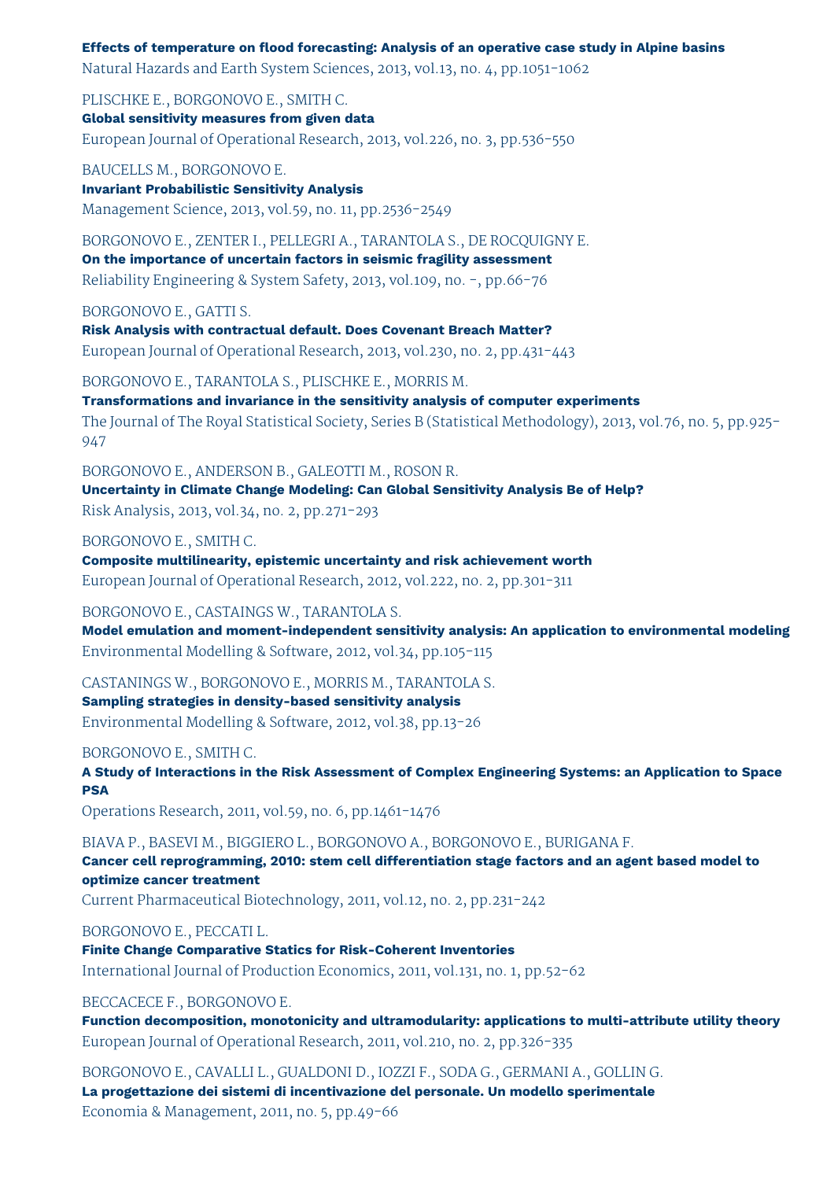**Effects of temperature on flood forecasting: Analysis of an operative case study in Alpine basins**
Natural Hazards and Earth System Sciences, 2013, vol.13, no. 4, pp.1051-1062

PLISCHKE E., BORGONOVO E., SMITH C.
**Global sensitivity measures from given data**
European Journal of Operational Research, 2013, vol.226, no. 3, pp.536-550

BAUCELLS M., BORGONOVO E.
**Invariant Probabilistic Sensitivity Analysis**
Management Science, 2013, vol.59, no. 11, pp.2536-2549

BORGONOVO E., ZENTER I., PELLEGRI A., TARANTOLA S., DE ROCQUIGNY E.
**On the importance of uncertain factors in seismic fragility assessment**
Reliability Engineering & System Safety, 2013, vol.109, no. -, pp.66-76

BORGONOVO E., GATTI S.
**Risk Analysis with contractual default. Does Covenant Breach Matter?**
European Journal of Operational Research, 2013, vol.230, no. 2, pp.431-443

BORGONOVO E., TARANTOLA S., PLISCHKE E., MORRIS M.
**Transformations and invariance in the sensitivity analysis of computer experiments**
The Journal of The Royal Statistical Society, Series B (Statistical Methodology), 2013, vol.76, no. 5, pp.925-947

BORGONOVO E., ANDERSON B., GALEOTTI M., ROSON R.
**Uncertainty in Climate Change Modeling: Can Global Sensitivity Analysis Be of Help?**
Risk Analysis, 2013, vol.34, no. 2, pp.271-293

BORGONOVO E., SMITH C.
**Composite multilinearity, epistemic uncertainty and risk achievement worth**
European Journal of Operational Research, 2012, vol.222, no. 2, pp.301-311

BORGONOVO E., CASTAINGS W., TARANTOLA S.
**Model emulation and moment-independent sensitivity analysis: An application to environmental modeling**
Environmental Modelling & Software, 2012, vol.34, pp.105-115

CASTANINGS W., BORGONOVO E., MORRIS M., TARANTOLA S.
**Sampling strategies in density-based sensitivity analysis**
Environmental Modelling & Software, 2012, vol.38, pp.13-26

BORGONOVO E., SMITH C.
**A Study of Interactions in the Risk Assessment of Complex Engineering Systems: an Application to Space PSA**
Operations Research, 2011, vol.59, no. 6, pp.1461-1476

BIAVA P., BASEVI M., BIGGIERO L., BORGONOVO A., BORGONOVO E., BURIGANA F.
**Cancer cell reprogramming, 2010: stem cell differentiation stage factors and an agent based model to optimize cancer treatment**
Current Pharmaceutical Biotechnology, 2011, vol.12, no. 2, pp.231-242

BORGONOVO E., PECCATI L.
**Finite Change Comparative Statics for Risk-Coherent Inventories**
International Journal of Production Economics, 2011, vol.131, no. 1, pp.52-62

BECCACECE F., BORGONOVO E.
**Function decomposition, monotonicity and ultramodularity: applications to multi-attribute utility theory**
European Journal of Operational Research, 2011, vol.210, no. 2, pp.326-335

BORGONOVO E., CAVALLI L., GUALDONI D., IOZZI F., SODA G., GERMANI A., GOLLIN G.
**La progettazione dei sistemi di incentivazione del personale. Un modello sperimentale**
Economia & Management, 2011, no. 5, pp.49-66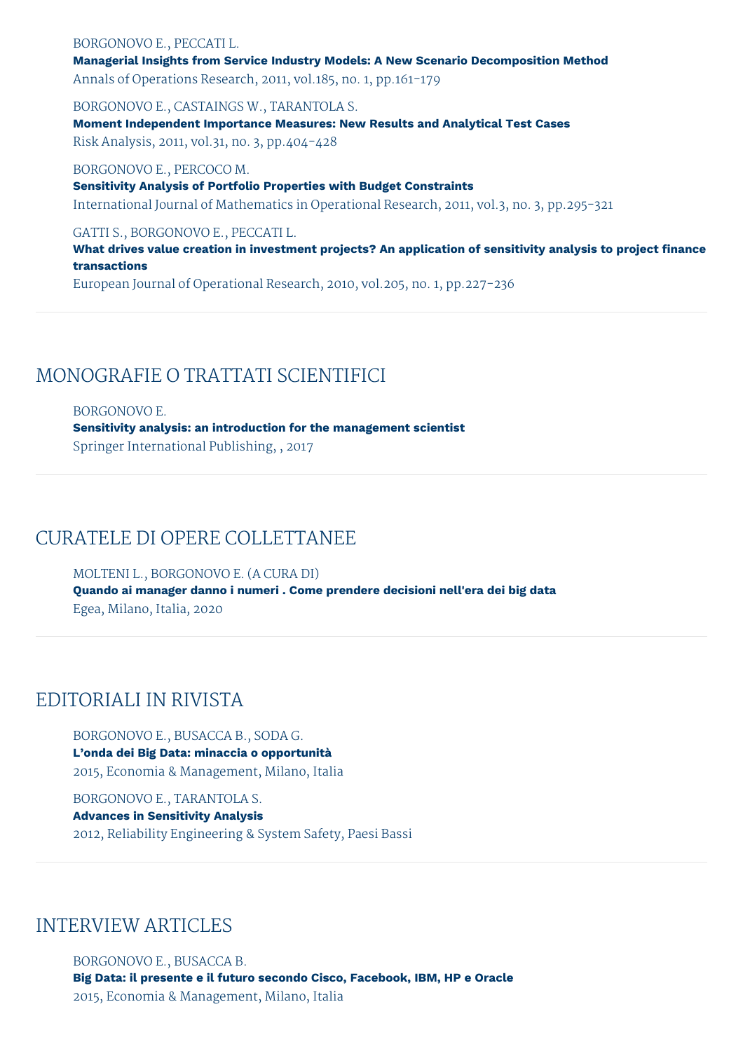BORGONOVO E., PECCATI L.
**Managerial Insights from Service Industry Models: A New Scenario Decomposition Method**
Annals of Operations Research, 2011, vol.185, no. 1, pp.161-179

BORGONOVO E., CASTAINGS W., TARANTOLA S.
**Moment Independent Importance Measures: New Results and Analytical Test Cases**
Risk Analysis, 2011, vol.31, no. 3, pp.404-428

BORGONOVO E., PERCOCO M.
**Sensitivity Analysis of Portfolio Properties with Budget Constraints**
International Journal of Mathematics in Operational Research, 2011, vol.3, no. 3, pp.295-321

GATTI S., BORGONOVO E., PECCATI L.
**What drives value creation in investment projects? An application of sensitivity analysis to project finance transactions**
European Journal of Operational Research, 2010, vol.205, no. 1, pp.227-236

## MONOGRAFIE O TRATTATI SCIENTIFICI

BORGONOVO E.
**Sensitivity analysis: an introduction for the management scientist**
Springer International Publishing, , 2017

## CURATELE DI OPERE COLLETTANEE

MOLTENI L., BORGONOVO E. (A CURA DI)
**Quando ai manager danno i numeri . Come prendere decisioni nell'era dei big data**
Egea, Milano, Italia, 2020

## EDITORIALI IN RIVISTA

BORGONOVO E., BUSACCA B., SODA G.
**L'onda dei Big Data: minaccia o opportunità**
2015, Economia & Management, Milano, Italia

BORGONOVO E., TARANTOLA S.
**Advances in Sensitivity Analysis**
2012, Reliability Engineering & System Safety, Paesi Bassi

## INTERVIEW ARTICLES

BORGONOVO E., BUSACCA B.
**Big Data: il presente e il futuro secondo Cisco, Facebook, IBM, HP e Oracle**
2015, Economia & Management, Milano, Italia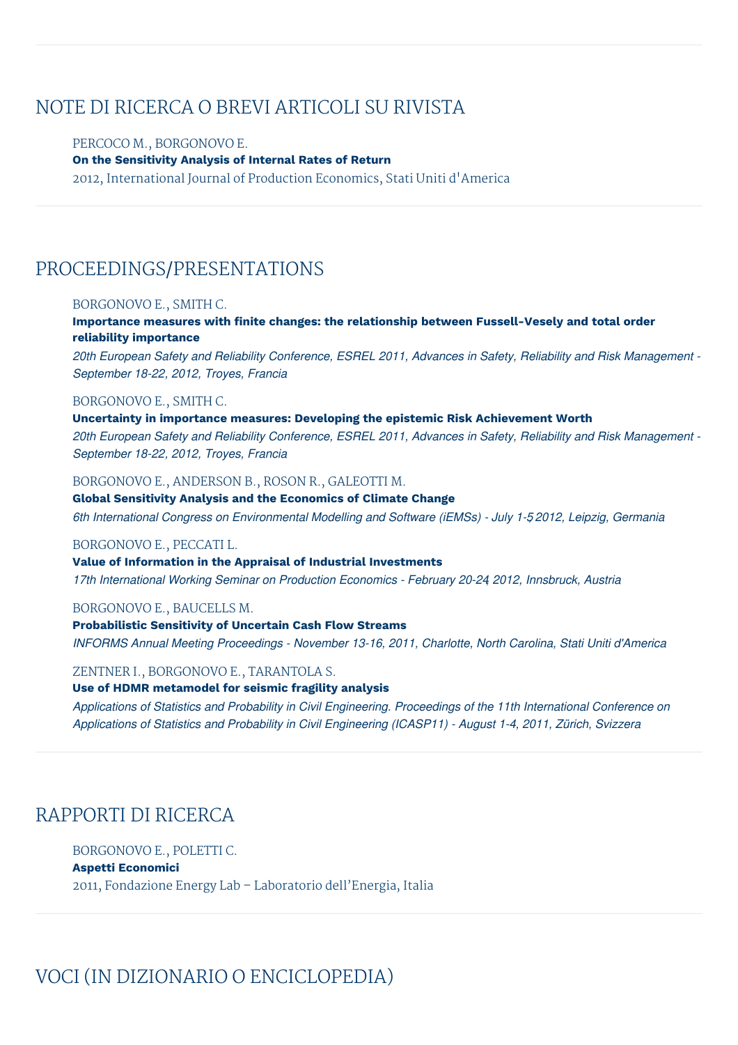## NOTE DI RICERCA O BREVI ARTICOLI SU RIVISTA

PERCOCO M., BORGONOVO E.
**On the Sensitivity Analysis of Internal Rates of Return**
2012, International Journal of Production Economics, Stati Uniti d'America

## PROCEEDINGS/PRESENTATIONS

BORGONOVO E., SMITH C.
**Importance measures with finite changes: the relationship between Fussell-Vesely and total order reliability importance**
*20th European Safety and Reliability Conference, ESREL 2011, Advances in Safety, Reliability and Risk Management - September 18-22, 2012, Troyes, Francia*

BORGONOVO E., SMITH C.
**Uncertainty in importance measures: Developing the epistemic Risk Achievement Worth**
*20th European Safety and Reliability Conference, ESREL 2011, Advances in Safety, Reliability and Risk Management - September 18-22, 2012, Troyes, Francia*

BORGONOVO E., ANDERSON B., ROSON R., GALEOTTI M.
**Global Sensitivity Analysis and the Economics of Climate Change**
*6th International Congress on Environmental Modelling and Software (iEMSs) - July 1-5, 2012, Leipzig, Germania*

BORGONOVO E., PECCATI L.
**Value of Information in the Appraisal of Industrial Investments**
*17th International Working Seminar on Production Economics - February 20-24, 2012, Innsbruck, Austria*

BORGONOVO E., BAUCELLS M.
**Probabilistic Sensitivity of Uncertain Cash Flow Streams**
*INFORMS Annual Meeting Proceedings - November 13-16, 2011, Charlotte, North Carolina, Stati Uniti d'America*

ZENTNER I., BORGONOVO E., TARANTOLA S.
**Use of HDMR metamodel for seismic fragility analysis**
*Applications of Statistics and Probability in Civil Engineering. Proceedings of the 11th International Conference on Applications of Statistics and Probability in Civil Engineering (ICASP11) - August 1-4, 2011, Zürich, Svizzera*

## RAPPORTI DI RICERCA

BORGONOVO E., POLETTI C.
**Aspetti Economici**
2011, Fondazione Energy Lab – Laboratorio dell'Energia, Italia

## VOCI (IN DIZIONARIO O ENCICLOPEDIA)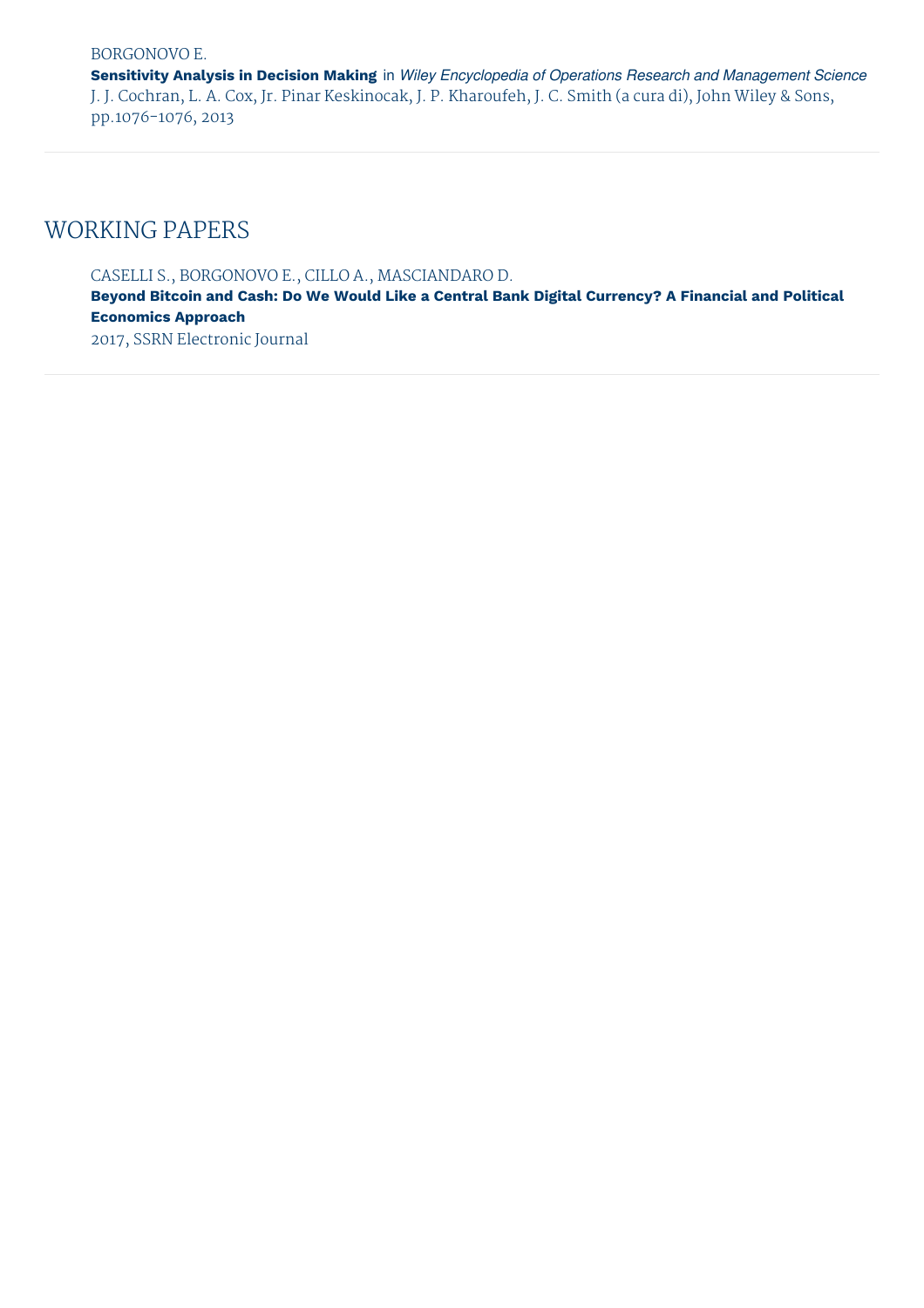BORGONOVO E.

**Sensitivity Analysis in Decision Making** in *Wiley Encyclopedia of Operations Research and Management Science*

J. J. Cochran, L. A. Cox, Jr. Pinar Keskinocak, J. P. Kharoufeh, J. C. Smith (a cura di), John Wiley & Sons, pp.1076-1076, 2013

## WORKING PAPERS

CASELLI S., BORGONOVO E., CILLO A., MASCIANDARO D.

**Beyond Bitcoin and Cash: Do We Would Like a Central Bank Digital Currency? A Financial and Political Economics Approach**

2017, SSRN Electronic Journal